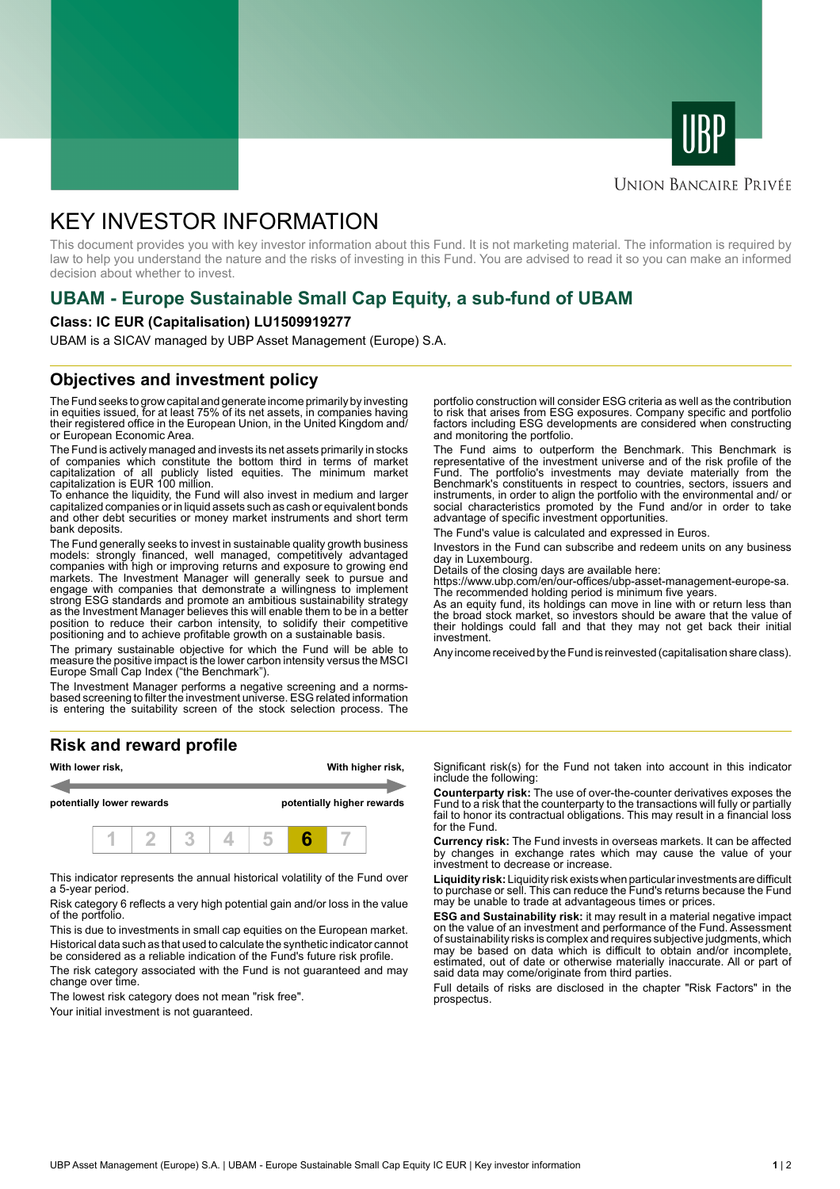UBP

UNION BANCAIRE PRIVÉE

# KEY INVESTOR INFORMATION

This document provides you with key investor information about this Fund. It is not marketing material. The information is required by law to help you understand the nature and the risks of investing in this Fund. You are advised to read it so you can make an informed decision about whether to invest.

## UBAM - Europe Sustainable Small Cap Equity, a sub-fund of UBAM

**Class: IC EUR (Capitalisation) LU1509919277**

UBAM is a SICAV managed by UBP Asset Management (Europe) S.A.

## Objectives and investment policy

The Fund seeks to grow capital and generate income primarily by investing in equities issued, for at least 75% of its net assets, in companies having their registered office in the European Union, in the United Kingdom and/ or European Economic Area.

The Fund is actively managed and invests its net assets primarily in stocks of companies which constitute the bottom third in terms of market capitalization of all publicly listed equities. The minimum market capitalization is EUR 100 million.
To enhance the liquidity, the Fund will also invest in medium and larger capitalized companies or in liquid assets such as cash or equivalent bonds and other debt securities or money market instruments and short term bank deposits.

The Fund generally seeks to invest in sustainable quality growth business models: strongly financed, well managed, competitively advantaged companies with high or improving returns and exposure to growing end markets. The Investment Manager will generally seek to pursue and engage with companies that demonstrate a willingness to implement strong ESG standards and promote an ambitious sustainability strategy as the Investment Manager believes this will enable them to be in a better position to reduce their carbon intensity, to solidify their competitive positioning and to achieve profitable growth on a sustainable basis.

The primary sustainable objective for which the Fund will be able to measure the positive impact is the lower carbon intensity versus the MSCI Europe Small Cap Index ("the Benchmark").

The Investment Manager performs a negative screening and a norms-based screening to filter the investment universe. ESG related information is entering the suitability screen of the stock selection process. The portfolio construction will consider ESG criteria as well as the contribution to risk that arises from ESG exposures. Company specific and portfolio factors including ESG developments are considered when constructing and monitoring the portfolio.

The Fund aims to outperform the Benchmark. This Benchmark is representative of the investment universe and of the risk profile of the Fund. The portfolio's investments may deviate materially from the Benchmark's constituents in respect to countries, sectors, issuers and instruments, in order to align the portfolio with the environmental and/ or social characteristics promoted by the Fund and/or in order to take advantage of specific investment opportunities.

The Fund's value is calculated and expressed in Euros.

Investors in the Fund can subscribe and redeem units on any business day in Luxembourg.
Details of the closing days are available here:
https://www.ubp.com/en/our-offices/ubp-asset-management-europe-sa.
The recommended holding period is minimum five years.
As an equity fund, its holdings can move in line with or return less than the broad stock market, so investors should be aware that the value of their holdings could fall and that they may not get back their initial investment.

Any income received by the Fund is reinvested (capitalisation share class).

## Risk and reward profile

| With lower risk, | | | | | | With higher risk, |
|---|---|---|---|---|---|---|
| potentially lower rewards | | | | | | potentially higher rewards |
| 1 | 2 | 3 | 4 | 5 | **6** | 7 |

This indicator represents the annual historical volatility of the Fund over a 5-year period.

Risk category 6 reflects a very high potential gain and/or loss in the value of the portfolio.

This is due to investments in small cap equities on the European market.

Historical data such as that used to calculate the synthetic indicator cannot be considered as a reliable indication of the Fund's future risk profile.

The risk category associated with the Fund is not guaranteed and may change over time.

The lowest risk category does not mean "risk free".

Your initial investment is not guaranteed.

Significant risk(s) for the Fund not taken into account in this indicator include the following:

**Counterparty risk:** The use of over-the-counter derivatives exposes the Fund to a risk that the counterparty to the transactions will fully or partially fail to honor its contractual obligations. This may result in a financial loss for the Fund.

**Currency risk:** The Fund invests in overseas markets. It can be affected by changes in exchange rates which may cause the value of your investment to decrease or increase.

**Liquidity risk:** Liquidity risk exists when particular investments are difficult to purchase or sell. This can reduce the Fund's returns because the Fund may be unable to trade at advantageous times or prices.

**ESG and Sustainability risk:** it may result in a material negative impact on the value of an investment and performance of the Fund. Assessment of sustainability risks is complex and requires subjective judgments, which may be based on data which is difficult to obtain and/or incomplete, estimated, out of date or otherwise materially inaccurate. All or part of said data may come/originate from third parties.

Full details of risks are disclosed in the chapter "Risk Factors" in the prospectus.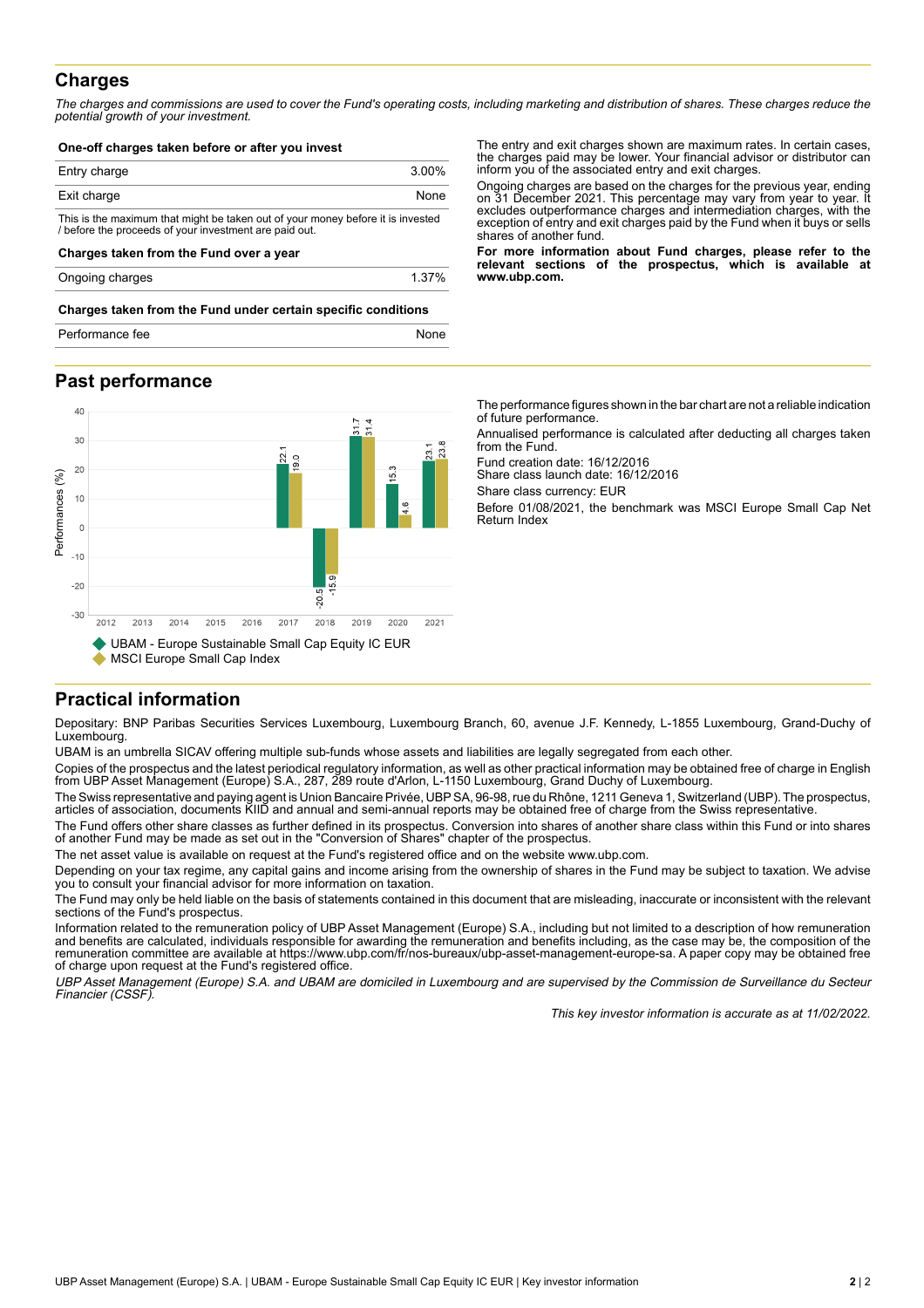## Charges

*The charges and commissions are used to cover the Fund's operating costs, including marketing and distribution of shares. These charges reduce the potential growth of your investment.*

| One-off charges taken before or after you invest | |
|---|---|
| Entry charge | 3.00% |
| Exit charge | None |

This is the maximum that might be taken out of your money before it is invested / before the proceeds of your investment are paid out.

| Charges taken from the Fund over a year | |
|---|---|
| Ongoing charges | 1.37% |

| Charges taken from the Fund under certain specific conditions | |
|---|---|
| Performance fee | None |

The entry and exit charges shown are maximum rates. In certain cases, the charges paid may be lower. Your financial advisor or distributor can inform you of the associated entry and exit charges.

Ongoing charges are based on the charges for the previous year, ending on 31 December 2021. This percentage may vary from year to year. It excludes outperformance charges and intermediation charges, with the exception of entry and exit charges paid by the Fund when it buys or sells shares of another fund.

**For more information about Fund charges, please refer to the relevant sections of the prospectus, which is available at www.ubp.com.**

## Past performance

Performances (%)

40
30
20
10
0
-10
-20
-30

2012 2013 2014 2015 2016 2017 2018 2019 2020 2021

22.1 19.0
-20.5 -15.9
31.7 31.4
15.3 4.6
23.1 23.8

UBAM - Europe Sustainable Small Cap Equity IC EUR
MSCI Europe Small Cap Index

The performance figures shown in the bar chart are not a reliable indication of future performance.

Annualised performance is calculated after deducting all charges taken from the Fund.

Fund creation date: 16/12/2016
Share class launch date: 16/12/2016

Share class currency: EUR

Before 01/08/2021, the benchmark was MSCI Europe Small Cap Net Return Index

## Practical information

Depositary: BNP Paribas Securities Services Luxembourg, Luxembourg Branch, 60, avenue J.F. Kennedy, L-1855 Luxembourg, Grand-Duchy of Luxembourg.

UBAM is an umbrella SICAV offering multiple sub-funds whose assets and liabilities are legally segregated from each other.

Copies of the prospectus and the latest periodical regulatory information, as well as other practical information may be obtained free of charge in English from UBP Asset Management (Europe) S.A., 287, 289 route d'Arlon, L-1150 Luxembourg, Grand Duchy of Luxembourg.

The Swiss representative and paying agent is Union Bancaire Privée, UBP SA, 96-98, rue du Rhône, 1211 Geneva 1, Switzerland (UBP). The prospectus, articles of association, documents KIID and annual and semi-annual reports may be obtained free of charge from the Swiss representative.

The Fund offers other share classes as further defined in its prospectus. Conversion into shares of another share class within this Fund or into shares of another Fund may be made as set out in the "Conversion of Shares" chapter of the prospectus.

The net asset value is available on request at the Fund's registered office and on the website www.ubp.com.

Depending on your tax regime, any capital gains and income arising from the ownership of shares in the Fund may be subject to taxation. We advise you to consult your financial advisor for more information on taxation.

The Fund may only be held liable on the basis of statements contained in this document that are misleading, inaccurate or inconsistent with the relevant sections of the Fund's prospectus.

Information related to the remuneration policy of UBP Asset Management (Europe) S.A., including but not limited to a description of how remuneration and benefits are calculated, individuals responsible for awarding the remuneration and benefits including, as the case may be, the composition of the remuneration committee are available at https://www.ubp.com/fr/nos-bureaux/ubp-asset-management-europe-sa. A paper copy may be obtained free of charge upon request at the Fund's registered office.

*UBP Asset Management (Europe) S.A. and UBAM are domiciled in Luxembourg and are supervised by the Commission de Surveillance du Secteur Financier (CSSF).*

*This key investor information is accurate as at 11/02/2022.*